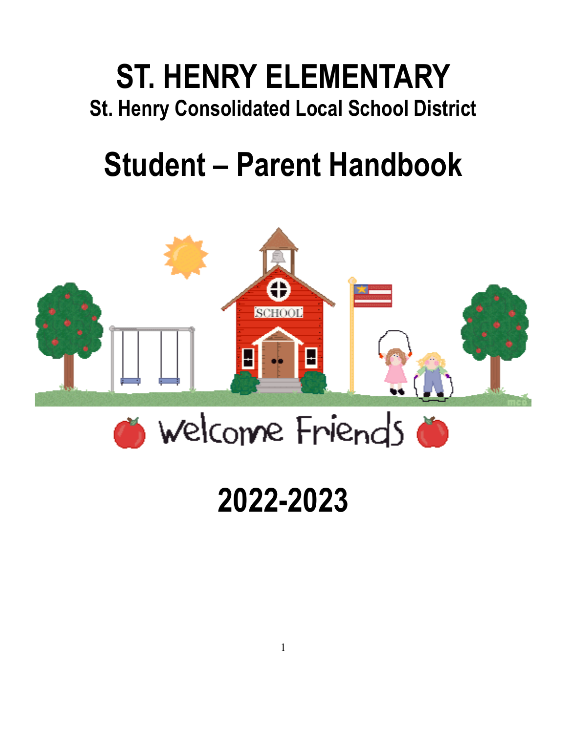# ST. HENRY ELEMENTARY

## St. Henry Consolidated Local School District

# Student – Parent Handbook

Welcome Friends

# 2022-2023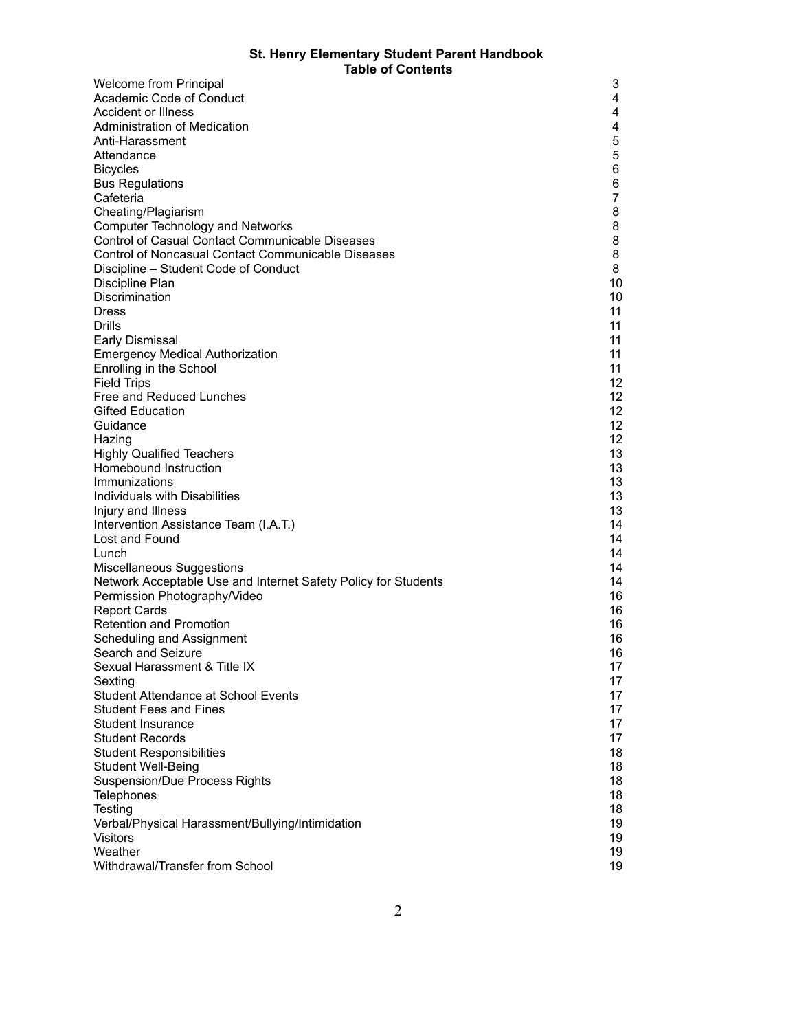# St. Henry Elementary Student Parent Handbook

## Table of Contents

| | |
|---|---|
| Welcome from Principal | 3 |
| Academic Code of Conduct | 4 |
| Accident or Illness | 4 |
| Administration of Medication | 4 |
| Anti-Harassment | 5 |
| Attendance | 5 |
| Bicycles | 6 |
| Bus Regulations | 6 |
| Cafeteria | 7 |
| Cheating/Plagiarism | 8 |
| Computer Technology and Networks | 8 |
| Control of Casual Contact Communicable Diseases | 8 |
| Control of Noncasual Contact Communicable Diseases | 8 |
| Discipline – Student Code of Conduct | 8 |
| Discipline Plan | 10 |
| Discrimination | 10 |
| Dress | 11 |
| Drills | 11 |
| Early Dismissal | 11 |
| Emergency Medical Authorization | 11 |
| Enrolling in the School | 11 |
| Field Trips | 12 |
| Free and Reduced Lunches | 12 |
| Gifted Education | 12 |
| Guidance | 12 |
| Hazing | 12 |
| Highly Qualified Teachers | 13 |
| Homebound Instruction | 13 |
| Immunizations | 13 |
| Individuals with Disabilities | 13 |
| Injury and Illness | 13 |
| Intervention Assistance Team (I.A.T.) | 14 |
| Lost and Found | 14 |
| Lunch | 14 |
| Miscellaneous Suggestions | 14 |
| Network Acceptable Use and Internet Safety Policy for Students | 14 |
| Permission Photography/Video | 16 |
| Report Cards | 16 |
| Retention and Promotion | 16 |
| Scheduling and Assignment | 16 |
| Search and Seizure | 16 |
| Sexual Harassment & Title IX | 17 |
| Sexting | 17 |
| Student Attendance at School Events | 17 |
| Student Fees and Fines | 17 |
| Student Insurance | 17 |
| Student Records | 17 |
| Student Responsibilities | 18 |
| Student Well-Being | 18 |
| Suspension/Due Process Rights | 18 |
| Telephones | 18 |
| Testing | 18 |
| Verbal/Physical Harassment/Bullying/Intimidation | 19 |
| Visitors | 19 |
| Weather | 19 |
| Withdrawal/Transfer from School | 19 |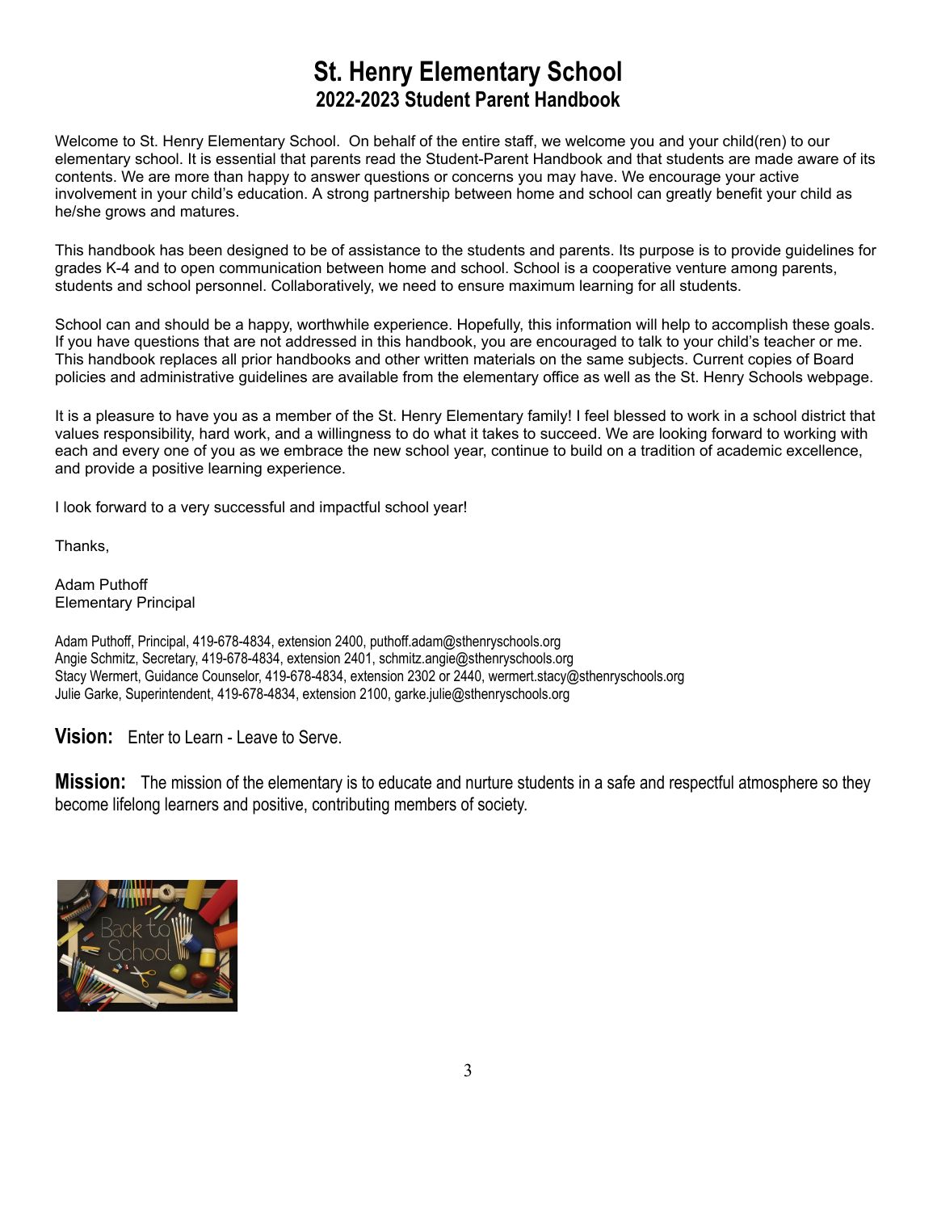# St. Henry Elementary School
## 2022-2023 Student Parent Handbook

Welcome to St. Henry Elementary School. On behalf of the entire staff, we welcome you and your child(ren) to our elementary school. It is essential that parents read the Student-Parent Handbook and that students are made aware of its contents. We are more than happy to answer questions or concerns you may have. We encourage your active involvement in your child's education. A strong partnership between home and school can greatly benefit your child as he/she grows and matures.

This handbook has been designed to be of assistance to the students and parents. Its purpose is to provide guidelines for grades K-4 and to open communication between home and school. School is a cooperative venture among parents, students and school personnel. Collaboratively, we need to ensure maximum learning for all students.

School can and should be a happy, worthwhile experience. Hopefully, this information will help to accomplish these goals. If you have questions that are not addressed in this handbook, you are encouraged to talk to your child's teacher or me. This handbook replaces all prior handbooks and other written materials on the same subjects. Current copies of Board policies and administrative guidelines are available from the elementary office as well as the St. Henry Schools webpage.

It is a pleasure to have you as a member of the St. Henry Elementary family! I feel blessed to work in a school district that values responsibility, hard work, and a willingness to do what it takes to succeed. We are looking forward to working with each and every one of you as we embrace the new school year, continue to build on a tradition of academic excellence, and provide a positive learning experience.

I look forward to a very successful and impactful school year!

Thanks,

Adam Puthoff
Elementary Principal

Adam Puthoff, Principal, 419-678-4834, extension 2400, puthoff.adam@sthenryschools.org
Angie Schmitz, Secretary, 419-678-4834, extension 2401, schmitz.angie@sthenryschools.org
Stacy Wermert, Guidance Counselor, 419-678-4834, extension 2302 or 2440, wermert.stacy@sthenryschools.org
Julie Garke, Superintendent, 419-678-4834, extension 2100, garke.julie@sthenryschools.org

**Vision:** Enter to Learn - Leave to Serve.

**Mission:** The mission of the elementary is to educate and nurture students in a safe and respectful atmosphere so they become lifelong learners and positive, contributing members of society.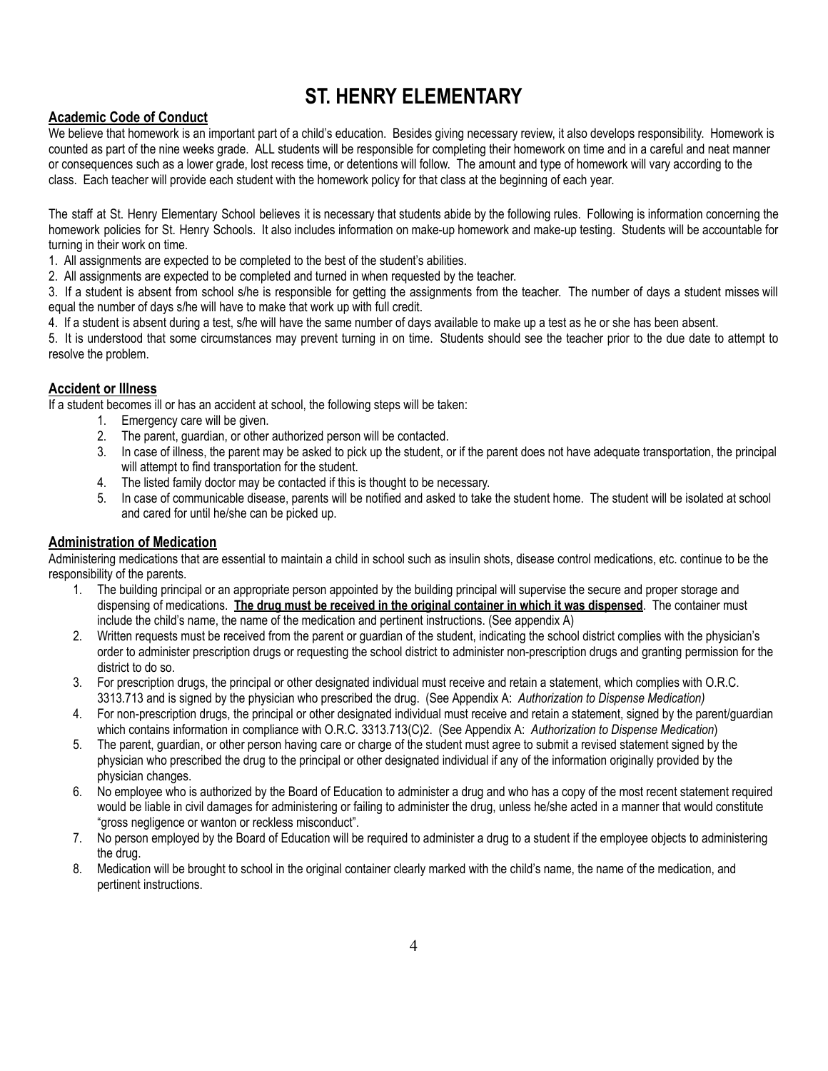# ST. HENRY ELEMENTARY

## Academic Code of Conduct

We believe that homework is an important part of a child's education. Besides giving necessary review, it also develops responsibility. Homework is counted as part of the nine weeks grade. ALL students will be responsible for completing their homework on time and in a careful and neat manner or consequences such as a lower grade, lost recess time, or detentions will follow. The amount and type of homework will vary according to the class. Each teacher will provide each student with the homework policy for that class at the beginning of each year.

The staff at St. Henry Elementary School believes it is necessary that students abide by the following rules. Following is information concerning the homework policies for St. Henry Schools. It also includes information on make-up homework and make-up testing. Students will be accountable for turning in their work on time.

1. All assignments are expected to be completed to the best of the student's abilities.
2. All assignments are expected to be completed and turned in when requested by the teacher.
3. If a student is absent from school s/he is responsible for getting the assignments from the teacher. The number of days a student misses will equal the number of days s/he will have to make that work up with full credit.
4. If a student is absent during a test, s/he will have the same number of days available to make up a test as he or she has been absent.
5. It is understood that some circumstances may prevent turning in on time. Students should see the teacher prior to the due date to attempt to resolve the problem.

## Accident or Illness

If a student becomes ill or has an accident at school, the following steps will be taken:

1. Emergency care will be given.
2. The parent, guardian, or other authorized person will be contacted.
3. In case of illness, the parent may be asked to pick up the student, or if the parent does not have adequate transportation, the principal will attempt to find transportation for the student.
4. The listed family doctor may be contacted if this is thought to be necessary.
5. In case of communicable disease, parents will be notified and asked to take the student home. The student will be isolated at school and cared for until he/she can be picked up.

## Administration of Medication

Administering medications that are essential to maintain a child in school such as insulin shots, disease control medications, etc. continue to be the responsibility of the parents.

1. The building principal or an appropriate person appointed by the building principal will supervise the secure and proper storage and dispensing of medications. **The drug must be received in the original container in which it was dispensed**. The container must include the child's name, the name of the medication and pertinent instructions. (See appendix A)
2. Written requests must be received from the parent or guardian of the student, indicating the school district complies with the physician's order to administer prescription drugs or requesting the school district to administer non-prescription drugs and granting permission for the district to do so.
3. For prescription drugs, the principal or other designated individual must receive and retain a statement, which complies with O.R.C. 3313.713 and is signed by the physician who prescribed the drug. (See Appendix A: *Authorization to Dispense Medication)*
4. For non-prescription drugs, the principal or other designated individual must receive and retain a statement, signed by the parent/guardian which contains information in compliance with O.R.C. 3313.713(C)2. (See Appendix A: *Authorization to Dispense Medication*)
5. The parent, guardian, or other person having care or charge of the student must agree to submit a revised statement signed by the physician who prescribed the drug to the principal or other designated individual if any of the information originally provided by the physician changes.
6. No employee who is authorized by the Board of Education to administer a drug and who has a copy of the most recent statement required would be liable in civil damages for administering or failing to administer the drug, unless he/she acted in a manner that would constitute "gross negligence or wanton or reckless misconduct".
7. No person employed by the Board of Education will be required to administer a drug to a student if the employee objects to administering the drug.
8. Medication will be brought to school in the original container clearly marked with the child's name, the name of the medication, and pertinent instructions.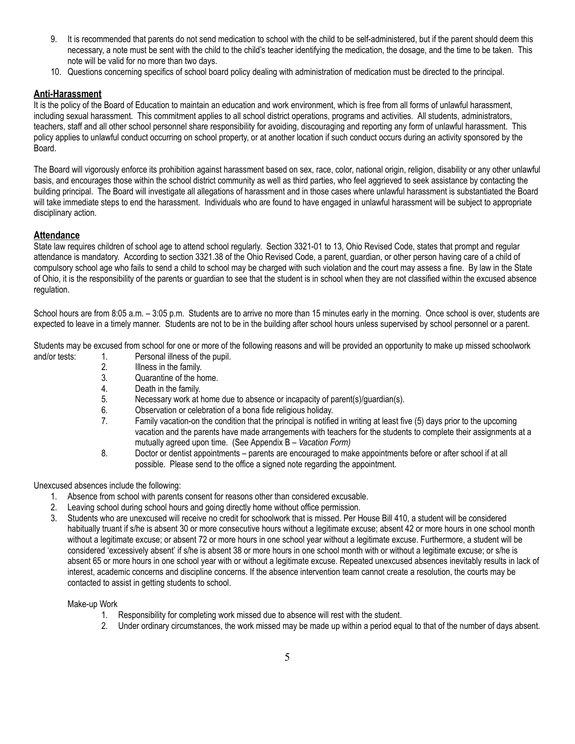9. It is recommended that parents do not send medication to school with the child to be self-administered, but if the parent should deem this necessary, a note must be sent with the child to the child's teacher identifying the medication, the dosage, and the time to be taken. This note will be valid for no more than two days.
10. Questions concerning specifics of school board policy dealing with administration of medication must be directed to the principal.

## Anti-Harassment

It is the policy of the Board of Education to maintain an education and work environment, which is free from all forms of unlawful harassment, including sexual harassment. This commitment applies to all school district operations, programs and activities. All students, administrators, teachers, staff and all other school personnel share responsibility for avoiding, discouraging and reporting any form of unlawful harassment. This policy applies to unlawful conduct occurring on school property, or at another location if such conduct occurs during an activity sponsored by the Board.

The Board will vigorously enforce its prohibition against harassment based on sex, race, color, national origin, religion, disability or any other unlawful basis, and encourages those within the school district community as well as third parties, who feel aggrieved to seek assistance by contacting the building principal. The Board will investigate all allegations of harassment and in those cases where unlawful harassment is substantiated the Board will take immediate steps to end the harassment. Individuals who are found to have engaged in unlawful harassment will be subject to appropriate disciplinary action.

## Attendance

State law requires children of school age to attend school regularly. Section 3321-01 to 13, Ohio Revised Code, states that prompt and regular attendance is mandatory. According to section 3321.38 of the Ohio Revised Code, a parent, guardian, or other person having care of a child of compulsory school age who fails to send a child to school may be charged with such violation and the court may assess a fine. By law in the State of Ohio, it is the responsibility of the parents or guardian to see that the student is in school when they are not classified within the excused absence regulation.

School hours are from 8:05 a.m. – 3:05 p.m. Students are to arrive no more than 15 minutes early in the morning. Once school is over, students are expected to leave in a timely manner. Students are not to be in the building after school hours unless supervised by school personnel or a parent.

Students may be excused from school for one or more of the following reasons and will be provided an opportunity to make up missed schoolwork and/or tests:

1. Personal illness of the pupil.
2. Illness in the family.
3. Quarantine of the home.
4. Death in the family.
5. Necessary work at home due to absence or incapacity of parent(s)/guardian(s).
6. Observation or celebration of a bona fide religious holiday.
7. Family vacation-on the condition that the principal is notified in writing at least five (5) days prior to the upcoming vacation and the parents have made arrangements with teachers for the students to complete their assignments at a mutually agreed upon time. (See Appendix B – *Vacation Form)*
8. Doctor or dentist appointments – parents are encouraged to make appointments before or after school if at all possible. Please send to the office a signed note regarding the appointment.

Unexcused absences include the following:

1. Absence from school with parents consent for reasons other than considered excusable.
2. Leaving school during school hours and going directly home without office permission.
3. Students who are unexcused will receive no credit for schoolwork that is missed. Per House Bill 410, a student will be considered habitually truant if s/he is absent 30 or more consecutive hours without a legitimate excuse; absent 42 or more hours in one school month without a legitimate excuse; or absent 72 or more hours in one school year without a legitimate excuse. Furthermore, a student will be considered 'excessively absent' if s/he is absent 38 or more hours in one school month with or without a legitimate excuse; or s/he is absent 65 or more hours in one school year with or without a legitimate excuse. Repeated unexcused absences inevitably results in lack of interest, academic concerns and discipline concerns. If the absence intervention team cannot create a resolution, the courts may be contacted to assist in getting students to school.

Make-up Work

1. Responsibility for completing work missed due to absence will rest with the student.
2. Under ordinary circumstances, the work missed may be made up within a period equal to that of the number of days absent.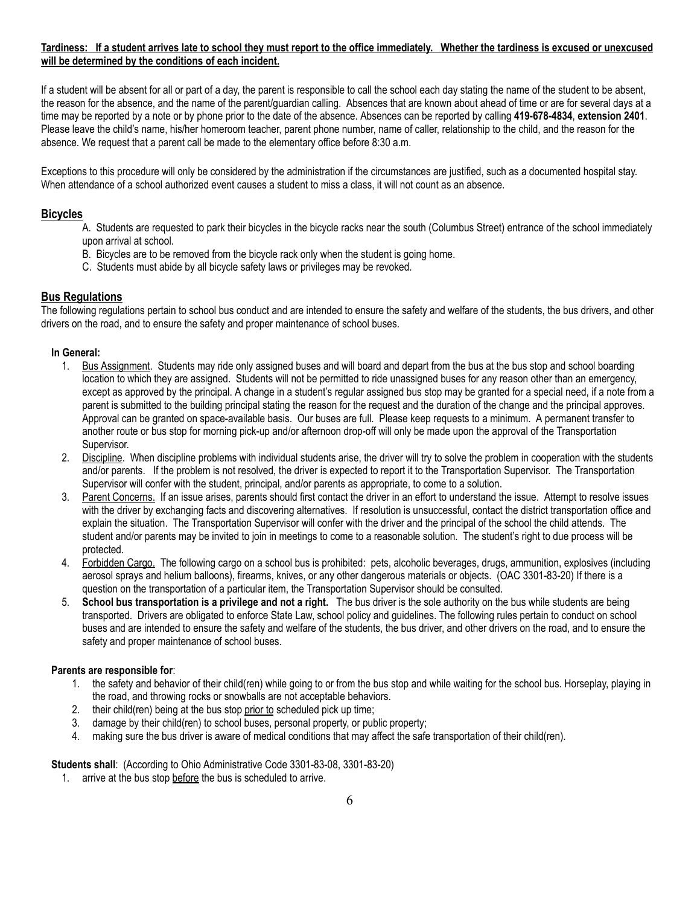**<u>Tardiness: If a student arrives late to school they must report to the office immediately. Whether the tardiness is excused or unexcused will be determined by the conditions of each incident.</u>**

If a student will be absent for all or part of a day, the parent is responsible to call the school each day stating the name of the student to be absent, the reason for the absence, and the name of the parent/guardian calling. Absences that are known about ahead of time or are for several days at a time may be reported by a note or by phone prior to the date of the absence. Absences can be reported by calling **419-678-4834**, **extension 2401**. Please leave the child's name, his/her homeroom teacher, parent phone number, name of caller, relationship to the child, and the reason for the absence. We request that a parent call be made to the elementary office before 8:30 a.m.

Exceptions to this procedure will only be considered by the administration if the circumstances are justified, such as a documented hospital stay. When attendance of a school authorized event causes a student to miss a class, it will not count as an absence.

## <u>Bicycles</u>

A. Students are requested to park their bicycles in the bicycle racks near the south (Columbus Street) entrance of the school immediately upon arrival at school.
B. Bicycles are to be removed from the bicycle rack only when the student is going home.
C. Students must abide by all bicycle safety laws or privileges may be revoked.

## <u>Bus Regulations</u>

The following regulations pertain to school bus conduct and are intended to ensure the safety and welfare of the students, the bus drivers, and other drivers on the road, and to ensure the safety and proper maintenance of school buses.

**In General:**

1. <u>Bus Assignment</u>. Students may ride only assigned buses and will board and depart from the bus at the bus stop and school boarding location to which they are assigned. Students will not be permitted to ride unassigned buses for any reason other than an emergency, except as approved by the principal. A change in a student's regular assigned bus stop may be granted for a special need, if a note from a parent is submitted to the building principal stating the reason for the request and the duration of the change and the principal approves. Approval can be granted on space-available basis. Our buses are full. Please keep requests to a minimum. A permanent transfer to another route or bus stop for morning pick-up and/or afternoon drop-off will only be made upon the approval of the Transportation Supervisor.
2. <u>Discipline</u>. When discipline problems with individual students arise, the driver will try to solve the problem in cooperation with the students and/or parents. If the problem is not resolved, the driver is expected to report it to the Transportation Supervisor. The Transportation Supervisor will confer with the student, principal, and/or parents as appropriate, to come to a solution.
3. <u>Parent Concerns.</u> If an issue arises, parents should first contact the driver in an effort to understand the issue. Attempt to resolve issues with the driver by exchanging facts and discovering alternatives. If resolution is unsuccessful, contact the district transportation office and explain the situation. The Transportation Supervisor will confer with the driver and the principal of the school the child attends. The student and/or parents may be invited to join in meetings to come to a reasonable solution. The student's right to due process will be protected.
4. <u>Forbidden Cargo.</u> The following cargo on a school bus is prohibited: pets, alcoholic beverages, drugs, ammunition, explosives (including aerosol sprays and helium balloons), firearms, knives, or any other dangerous materials or objects. (OAC 3301-83-20) If there is a question on the transportation of a particular item, the Transportation Supervisor should be consulted.
5. **School bus transportation is a privilege and not a right.** The bus driver is the sole authority on the bus while students are being transported. Drivers are obligated to enforce State Law, school policy and guidelines. The following rules pertain to conduct on school buses and are intended to ensure the safety and welfare of the students, the bus driver, and other drivers on the road, and to ensure the safety and proper maintenance of school buses.

**Parents are responsible for**:

1. the safety and behavior of their child(ren) while going to or from the bus stop and while waiting for the school bus. Horseplay, playing in the road, and throwing rocks or snowballs are not acceptable behaviors.
2. their child(ren) being at the bus stop <u>prior to</u> scheduled pick up time;
3. damage by their child(ren) to school buses, personal property, or public property;
4. making sure the bus driver is aware of medical conditions that may affect the safe transportation of their child(ren).

**Students shall**: (According to Ohio Administrative Code 3301-83-08, 3301-83-20)

1. arrive at the bus stop <u>before</u> the bus is scheduled to arrive.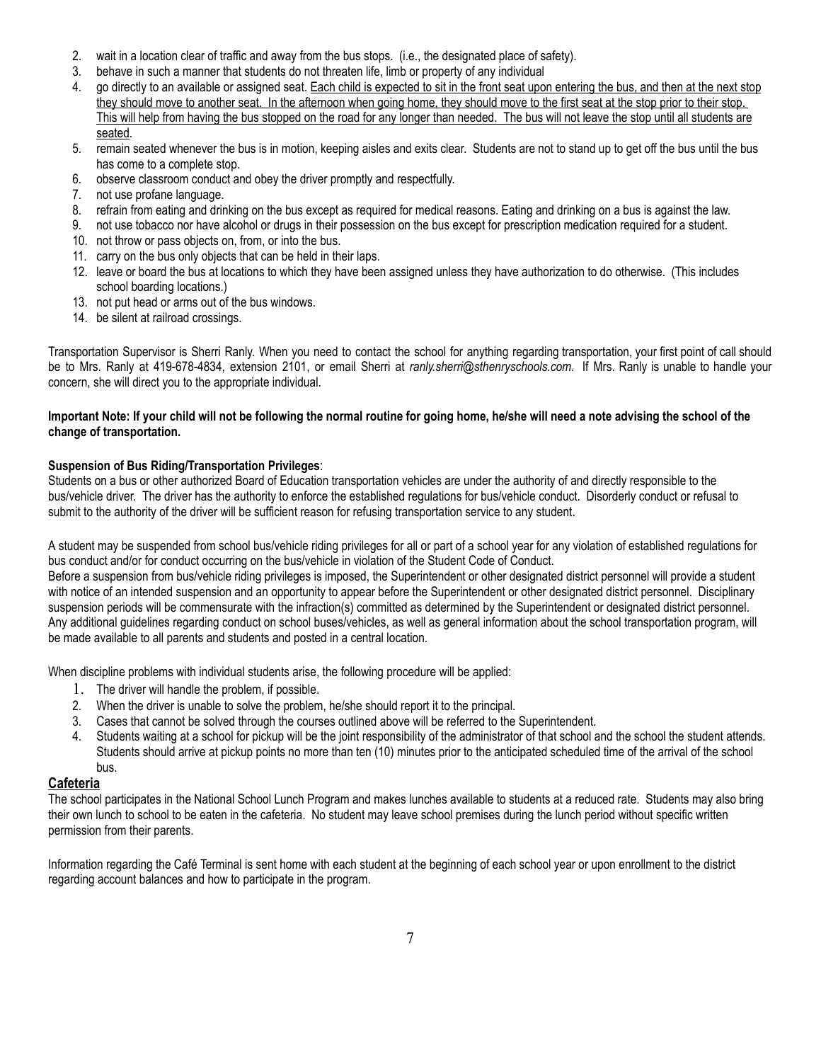2. wait in a location clear of traffic and away from the bus stops. (i.e., the designated place of safety).
3. behave in such a manner that students do not threaten life, limb or property of any individual
4. go directly to an available or assigned seat. <u>Each child is expected to sit in the front seat upon entering the bus, and then at the next stop they should move to another seat. In the afternoon when going home, they should move to the first seat at the stop prior to their stop. This will help from having the bus stopped on the road for any longer than needed. The bus will not leave the stop until all students are seated</u>.
5. remain seated whenever the bus is in motion, keeping aisles and exits clear. Students are not to stand up to get off the bus until the bus has come to a complete stop.
6. observe classroom conduct and obey the driver promptly and respectfully.
7. not use profane language.
8. refrain from eating and drinking on the bus except as required for medical reasons. Eating and drinking on a bus is against the law.
9. not use tobacco nor have alcohol or drugs in their possession on the bus except for prescription medication required for a student.
10. not throw or pass objects on, from, or into the bus.
11. carry on the bus only objects that can be held in their laps.
12. leave or board the bus at locations to which they have been assigned unless they have authorization to do otherwise. (This includes school boarding locations.)
13. not put head or arms out of the bus windows.
14. be silent at railroad crossings.

Transportation Supervisor is Sherri Ranly. When you need to contact the school for anything regarding transportation, your first point of call should be to Mrs. Ranly at 419-678-4834, extension 2101, or email Sherri at *ranly.sherri@sthenryschools.com*. If Mrs. Ranly is unable to handle your concern, she will direct you to the appropriate individual.

**Important Note: If your child will not be following the normal routine for going home, he/she will need a note advising the school of the change of transportation.**

**Suspension of Bus Riding/Transportation Privileges**:

Students on a bus or other authorized Board of Education transportation vehicles are under the authority of and directly responsible to the bus/vehicle driver. The driver has the authority to enforce the established regulations for bus/vehicle conduct. Disorderly conduct or refusal to submit to the authority of the driver will be sufficient reason for refusing transportation service to any student.

A student may be suspended from school bus/vehicle riding privileges for all or part of a school year for any violation of established regulations for bus conduct and/or for conduct occurring on the bus/vehicle in violation of the Student Code of Conduct.

Before a suspension from bus/vehicle riding privileges is imposed, the Superintendent or other designated district personnel will provide a student with notice of an intended suspension and an opportunity to appear before the Superintendent or other designated district personnel. Disciplinary suspension periods will be commensurate with the infraction(s) committed as determined by the Superintendent or designated district personnel. Any additional guidelines regarding conduct on school buses/vehicles, as well as general information about the school transportation program, will be made available to all parents and students and posted in a central location.

When discipline problems with individual students arise, the following procedure will be applied:

1. The driver will handle the problem, if possible.
2. When the driver is unable to solve the problem, he/she should report it to the principal.
3. Cases that cannot be solved through the courses outlined above will be referred to the Superintendent.
4. Students waiting at a school for pickup will be the joint responsibility of the administrator of that school and the school the student attends. Students should arrive at pickup points no more than ten (10) minutes prior to the anticipated scheduled time of the arrival of the school bus.

## Cafeteria

The school participates in the National School Lunch Program and makes lunches available to students at a reduced rate. Students may also bring their own lunch to school to be eaten in the cafeteria. No student may leave school premises during the lunch period without specific written permission from their parents.

Information regarding the Café Terminal is sent home with each student at the beginning of each school year or upon enrollment to the district regarding account balances and how to participate in the program.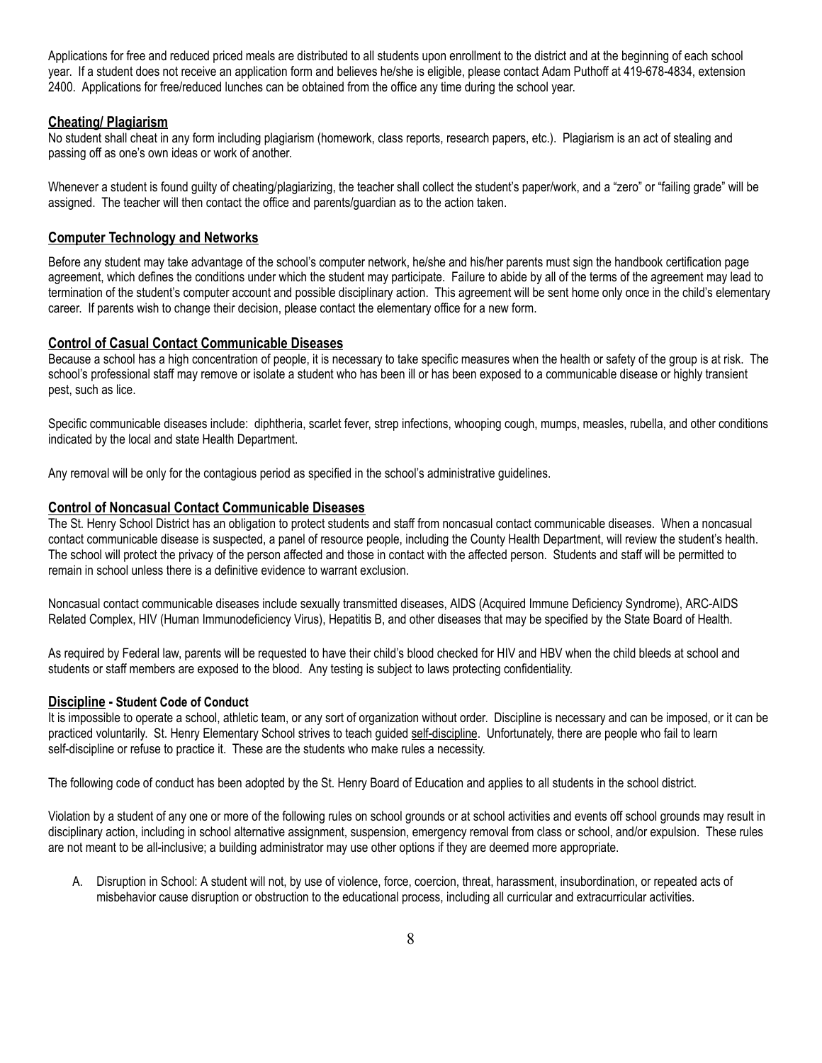Applications for free and reduced priced meals are distributed to all students upon enrollment to the district and at the beginning of each school year. If a student does not receive an application form and believes he/she is eligible, please contact Adam Puthoff at 419-678-4834, extension 2400. Applications for free/reduced lunches can be obtained from the office any time during the school year.

## Cheating/ Plagiarism

No student shall cheat in any form including plagiarism (homework, class reports, research papers, etc.). Plagiarism is an act of stealing and passing off as one's own ideas or work of another.

Whenever a student is found guilty of cheating/plagiarizing, the teacher shall collect the student's paper/work, and a "zero" or "failing grade" will be assigned. The teacher will then contact the office and parents/guardian as to the action taken.

## Computer Technology and Networks

Before any student may take advantage of the school's computer network, he/she and his/her parents must sign the handbook certification page agreement, which defines the conditions under which the student may participate. Failure to abide by all of the terms of the agreement may lead to termination of the student's computer account and possible disciplinary action. This agreement will be sent home only once in the child's elementary career. If parents wish to change their decision, please contact the elementary office for a new form.

## Control of Casual Contact Communicable Diseases

Because a school has a high concentration of people, it is necessary to take specific measures when the health or safety of the group is at risk. The school's professional staff may remove or isolate a student who has been ill or has been exposed to a communicable disease or highly transient pest, such as lice.

Specific communicable diseases include: diphtheria, scarlet fever, strep infections, whooping cough, mumps, measles, rubella, and other conditions indicated by the local and state Health Department.

Any removal will be only for the contagious period as specified in the school's administrative guidelines.

## Control of Noncasual Contact Communicable Diseases

The St. Henry School District has an obligation to protect students and staff from noncasual contact communicable diseases. When a noncasual contact communicable disease is suspected, a panel of resource people, including the County Health Department, will review the student's health. The school will protect the privacy of the person affected and those in contact with the affected person. Students and staff will be permitted to remain in school unless there is a definitive evidence to warrant exclusion.

Noncasual contact communicable diseases include sexually transmitted diseases, AIDS (Acquired Immune Deficiency Syndrome), ARC-AIDS Related Complex, HIV (Human Immunodeficiency Virus), Hepatitis B, and other diseases that may be specified by the State Board of Health.

As required by Federal law, parents will be requested to have their child's blood checked for HIV and HBV when the child bleeds at school and students or staff members are exposed to the blood. Any testing is subject to laws protecting confidentiality.

## Discipline - Student Code of Conduct

It is impossible to operate a school, athletic team, or any sort of organization without order. Discipline is necessary and can be imposed, or it can be practiced voluntarily. St. Henry Elementary School strives to teach guided self-discipline. Unfortunately, there are people who fail to learn self-discipline or refuse to practice it. These are the students who make rules a necessity.

The following code of conduct has been adopted by the St. Henry Board of Education and applies to all students in the school district.

Violation by a student of any one or more of the following rules on school grounds or at school activities and events off school grounds may result in disciplinary action, including in school alternative assignment, suspension, emergency removal from class or school, and/or expulsion. These rules are not meant to be all-inclusive; a building administrator may use other options if they are deemed more appropriate.

A. Disruption in School: A student will not, by use of violence, force, coercion, threat, harassment, insubordination, or repeated acts of misbehavior cause disruption or obstruction to the educational process, including all curricular and extracurricular activities.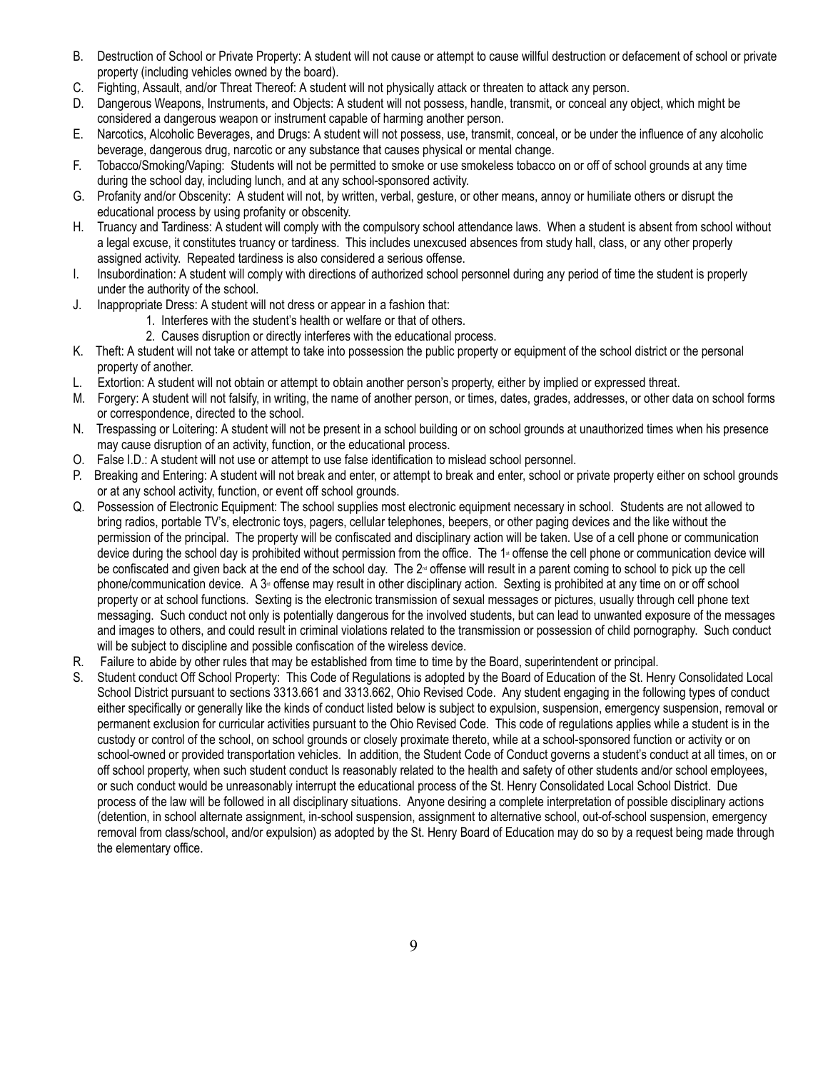B. Destruction of School or Private Property: A student will not cause or attempt to cause willful destruction or defacement of school or private property (including vehicles owned by the board).
C. Fighting, Assault, and/or Threat Thereof: A student will not physically attack or threaten to attack any person.
D. Dangerous Weapons, Instruments, and Objects: A student will not possess, handle, transmit, or conceal any object, which might be considered a dangerous weapon or instrument capable of harming another person.
E. Narcotics, Alcoholic Beverages, and Drugs: A student will not possess, use, transmit, conceal, or be under the influence of any alcoholic beverage, dangerous drug, narcotic or any substance that causes physical or mental change.
F. Tobacco/Smoking/Vaping: Students will not be permitted to smoke or use smokeless tobacco on or off of school grounds at any time during the school day, including lunch, and at any school-sponsored activity.
G. Profanity and/or Obscenity: A student will not, by written, verbal, gesture, or other means, annoy or humiliate others or disrupt the educational process by using profanity or obscenity.
H. Truancy and Tardiness: A student will comply with the compulsory school attendance laws. When a student is absent from school without a legal excuse, it constitutes truancy or tardiness. This includes unexcused absences from study hall, class, or any other properly assigned activity. Repeated tardiness is also considered a serious offense.
I. Insubordination: A student will comply with directions of authorized school personnel during any period of time the student is properly under the authority of the school.
J. Inappropriate Dress: A student will not dress or appear in a fashion that:
    1. Interferes with the student's health or welfare or that of others.
    2. Causes disruption or directly interferes with the educational process.
K. Theft: A student will not take or attempt to take into possession the public property or equipment of the school district or the personal property of another.
L. Extortion: A student will not obtain or attempt to obtain another person's property, either by implied or expressed threat.
M. Forgery: A student will not falsify, in writing, the name of another person, or times, dates, grades, addresses, or other data on school forms or correspondence, directed to the school.
N. Trespassing or Loitering: A student will not be present in a school building or on school grounds at unauthorized times when his presence may cause disruption of an activity, function, or the educational process.
O. False I.D.: A student will not use or attempt to use false identification to mislead school personnel.
P. Breaking and Entering: A student will not break and enter, or attempt to break and enter, school or private property either on school grounds or at any school activity, function, or event off school grounds.
Q. Possession of Electronic Equipment: The school supplies most electronic equipment necessary in school. Students are not allowed to bring radios, portable TV's, electronic toys, pagers, cellular telephones, beepers, or other paging devices and the like without the permission of the principal. The property will be confiscated and disciplinary action will be taken. Use of a cell phone or communication device during the school day is prohibited without permission from the office. The 1st offense the cell phone or communication device will be confiscated and given back at the end of the school day. The 2nd offense will result in a parent coming to school to pick up the cell phone/communication device. A 3rd offense may result in other disciplinary action. Sexting is prohibited at any time on or off school property or at school functions. Sexting is the electronic transmission of sexual messages or pictures, usually through cell phone text messaging. Such conduct not only is potentially dangerous for the involved students, but can lead to unwanted exposure of the messages and images to others, and could result in criminal violations related to the transmission or possession of child pornography. Such conduct will be subject to discipline and possible confiscation of the wireless device.
R. Failure to abide by other rules that may be established from time to time by the Board, superintendent or principal.
S. Student conduct Off School Property: This Code of Regulations is adopted by the Board of Education of the St. Henry Consolidated Local School District pursuant to sections 3313.661 and 3313.662, Ohio Revised Code. Any student engaging in the following types of conduct either specifically or generally like the kinds of conduct listed below is subject to expulsion, suspension, emergency suspension, removal or permanent exclusion for curricular activities pursuant to the Ohio Revised Code. This code of regulations applies while a student is in the custody or control of the school, on school grounds or closely proximate thereto, while at a school-sponsored function or activity or on school-owned or provided transportation vehicles. In addition, the Student Code of Conduct governs a student's conduct at all times, on or off school property, when such student conduct Is reasonably related to the health and safety of other students and/or school employees, or such conduct would be unreasonably interrupt the educational process of the St. Henry Consolidated Local School District. Due process of the law will be followed in all disciplinary situations. Anyone desiring a complete interpretation of possible disciplinary actions (detention, in school alternate assignment, in-school suspension, assignment to alternative school, out-of-school suspension, emergency removal from class/school, and/or expulsion) as adopted by the St. Henry Board of Education may do so by a request being made through the elementary office.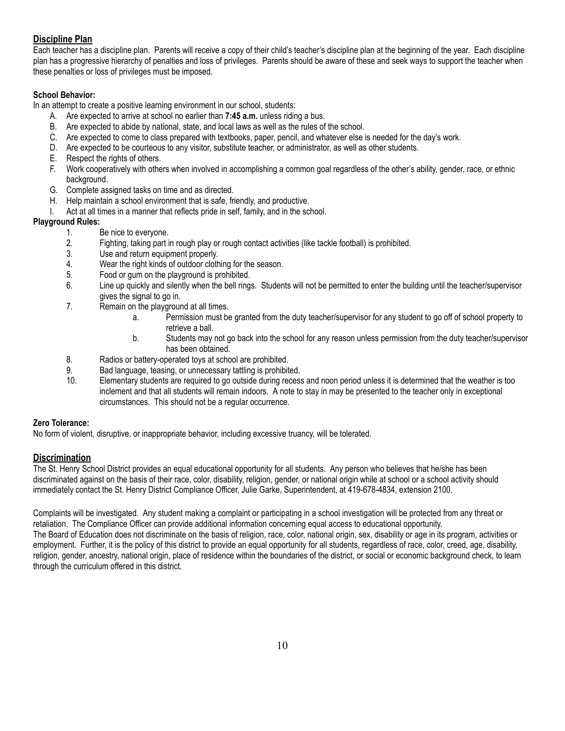## Discipline Plan

Each teacher has a discipline plan. Parents will receive a copy of their child's teacher's discipline plan at the beginning of the year. Each discipline plan has a progressive hierarchy of penalties and loss of privileges. Parents should be aware of these and seek ways to support the teacher when these penalties or loss of privileges must be imposed.

**School Behavior:**

In an attempt to create a positive learning environment in our school, students:

A. Are expected to arrive at school no earlier than **7:45 a.m.** unless riding a bus.
B. Are expected to abide by national, state, and local laws as well as the rules of the school.
C. Are expected to come to class prepared with textbooks, paper, pencil, and whatever else is needed for the day's work.
D. Are expected to be courteous to any visitor, substitute teacher, or administrator, as well as other students.
E. Respect the rights of others.
F. Work cooperatively with others when involved in accomplishing a common goal regardless of the other's ability, gender, race, or ethnic background.
G. Complete assigned tasks on time and as directed.
H. Help maintain a school environment that is safe, friendly, and productive.
I. Act at all times in a manner that reflects pride in self, family, and in the school.

**Playground Rules:**

1. Be nice to everyone.
2. Fighting, taking part in rough play or rough contact activities (like tackle football) is prohibited.
3. Use and return equipment properly.
4. Wear the right kinds of outdoor clothing for the season.
5. Food or gum on the playground is prohibited.
6. Line up quickly and silently when the bell rings. Students will not be permitted to enter the building until the teacher/supervisor gives the signal to go in.
7. Remain on the playground at all times.
   a. Permission must be granted from the duty teacher/supervisor for any student to go off of school property to retrieve a ball.
   b. Students may not go back into the school for any reason unless permission from the duty teacher/supervisor has been obtained.
8. Radios or battery-operated toys at school are prohibited.
9. Bad language, teasing, or unnecessary tattling is prohibited.
10. Elementary students are required to go outside during recess and noon period unless it is determined that the weather is too inclement and that all students will remain indoors. A note to stay in may be presented to the teacher only in exceptional circumstances. This should not be a regular occurrence.

**Zero Tolerance:**

No form of violent, disruptive, or inappropriate behavior, including excessive truancy, will be tolerated.

## Discrimination

The St. Henry School District provides an equal educational opportunity for all students. Any person who believes that he/she has been discriminated against on the basis of their race, color, disability, religion, gender, or national origin while at school or a school activity should immediately contact the St. Henry District Compliance Officer, Julie Garke, Superintendent, at 419-678-4834, extension 2100.

Complaints will be investigated. Any student making a complaint or participating in a school investigation will be protected from any threat or retaliation. The Compliance Officer can provide additional information concerning equal access to educational opportunity.
The Board of Education does not discriminate on the basis of religion, race, color, national origin, sex, disability or age in its program, activities or employment. Further, it is the policy of this district to provide an equal opportunity for all students, regardless of race, color, creed, age, disability, religion, gender, ancestry, national origin, place of residence within the boundaries of the district, or social or economic background check, to learn through the curriculum offered in this district.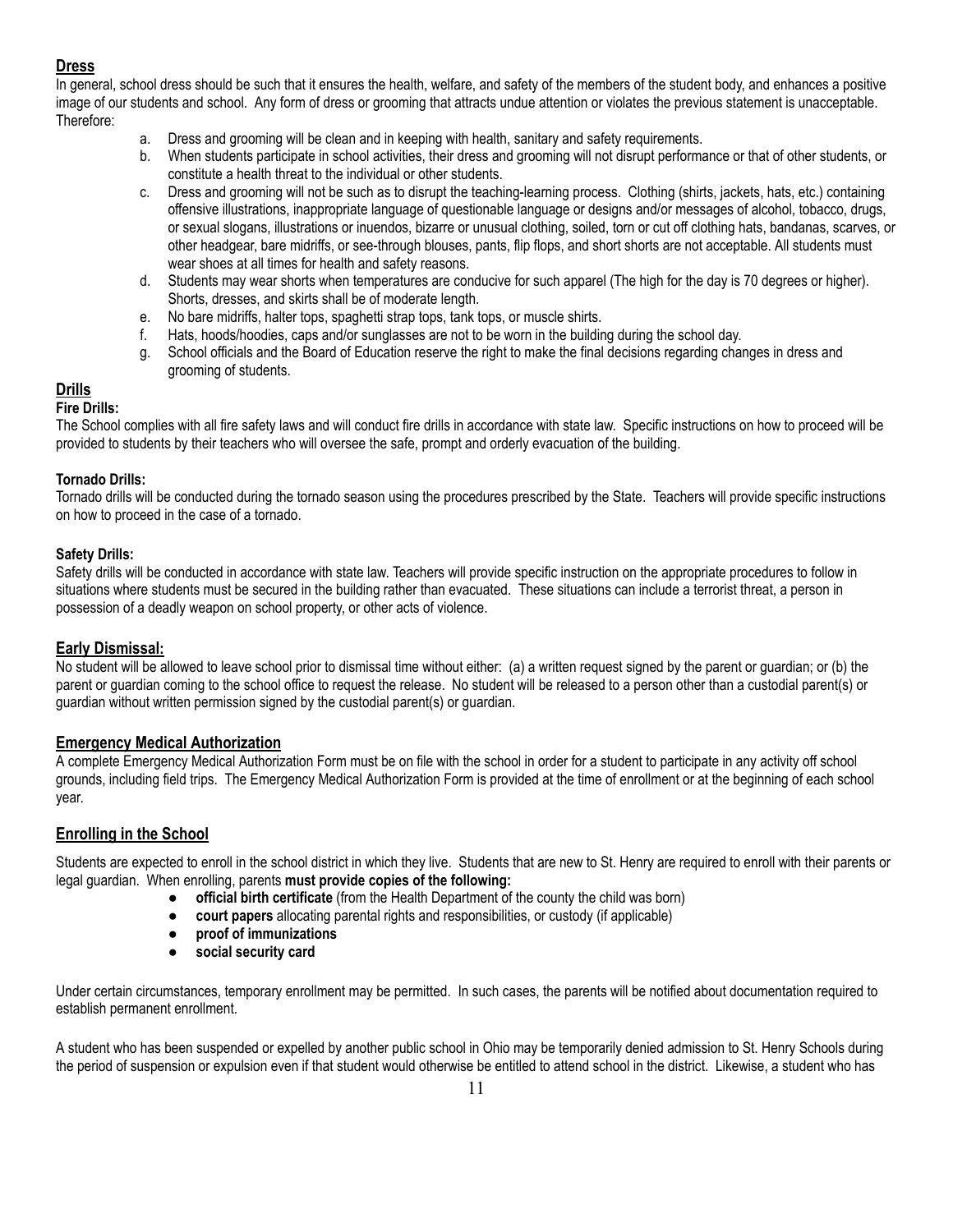## Dress

In general, school dress should be such that it ensures the health, welfare, and safety of the members of the student body, and enhances a positive image of our students and school. Any form of dress or grooming that attracts undue attention or violates the previous statement is unacceptable. Therefore:

a. Dress and grooming will be clean and in keeping with health, sanitary and safety requirements.
b. When students participate in school activities, their dress and grooming will not disrupt performance or that of other students, or constitute a health threat to the individual or other students.
c. Dress and grooming will not be such as to disrupt the teaching-learning process. Clothing (shirts, jackets, hats, etc.) containing offensive illustrations, inappropriate language of questionable language or designs and/or messages of alcohol, tobacco, drugs, or sexual slogans, illustrations or inuendos, bizarre or unusual clothing, soiled, torn or cut off clothing hats, bandanas, scarves, or other headgear, bare midriffs, or see-through blouses, pants, flip flops, and short shorts are not acceptable. All students must wear shoes at all times for health and safety reasons.
d. Students may wear shorts when temperatures are conducive for such apparel (The high for the day is 70 degrees or higher). Shorts, dresses, and skirts shall be of moderate length.
e. No bare midriffs, halter tops, spaghetti strap tops, tank tops, or muscle shirts.
f. Hats, hoods/hoodies, caps and/or sunglasses are not to be worn in the building during the school day.
g. School officials and the Board of Education reserve the right to make the final decisions regarding changes in dress and grooming of students.

## Drills

**Fire Drills:**

The School complies with all fire safety laws and will conduct fire drills in accordance with state law. Specific instructions on how to proceed will be provided to students by their teachers who will oversee the safe, prompt and orderly evacuation of the building.

**Tornado Drills:**

Tornado drills will be conducted during the tornado season using the procedures prescribed by the State. Teachers will provide specific instructions on how to proceed in the case of a tornado.

**Safety Drills:**

Safety drills will be conducted in accordance with state law. Teachers will provide specific instruction on the appropriate procedures to follow in situations where students must be secured in the building rather than evacuated. These situations can include a terrorist threat, a person in possession of a deadly weapon on school property, or other acts of violence.

## Early Dismissal:

No student will be allowed to leave school prior to dismissal time without either: (a) a written request signed by the parent or guardian; or (b) the parent or guardian coming to the school office to request the release. No student will be released to a person other than a custodial parent(s) or guardian without written permission signed by the custodial parent(s) or guardian.

## Emergency Medical Authorization

A complete Emergency Medical Authorization Form must be on file with the school in order for a student to participate in any activity off school grounds, including field trips. The Emergency Medical Authorization Form is provided at the time of enrollment or at the beginning of each school year.

## Enrolling in the School

Students are expected to enroll in the school district in which they live. Students that are new to St. Henry are required to enroll with their parents or legal guardian. When enrolling, parents **must provide copies of the following:**

- **official birth certificate** (from the Health Department of the county the child was born)
- **court papers** allocating parental rights and responsibilities, or custody (if applicable)
- **proof of immunizations**
- **social security card**

Under certain circumstances, temporary enrollment may be permitted. In such cases, the parents will be notified about documentation required to establish permanent enrollment.

A student who has been suspended or expelled by another public school in Ohio may be temporarily denied admission to St. Henry Schools during the period of suspension or expulsion even if that student would otherwise be entitled to attend school in the district. Likewise, a student who has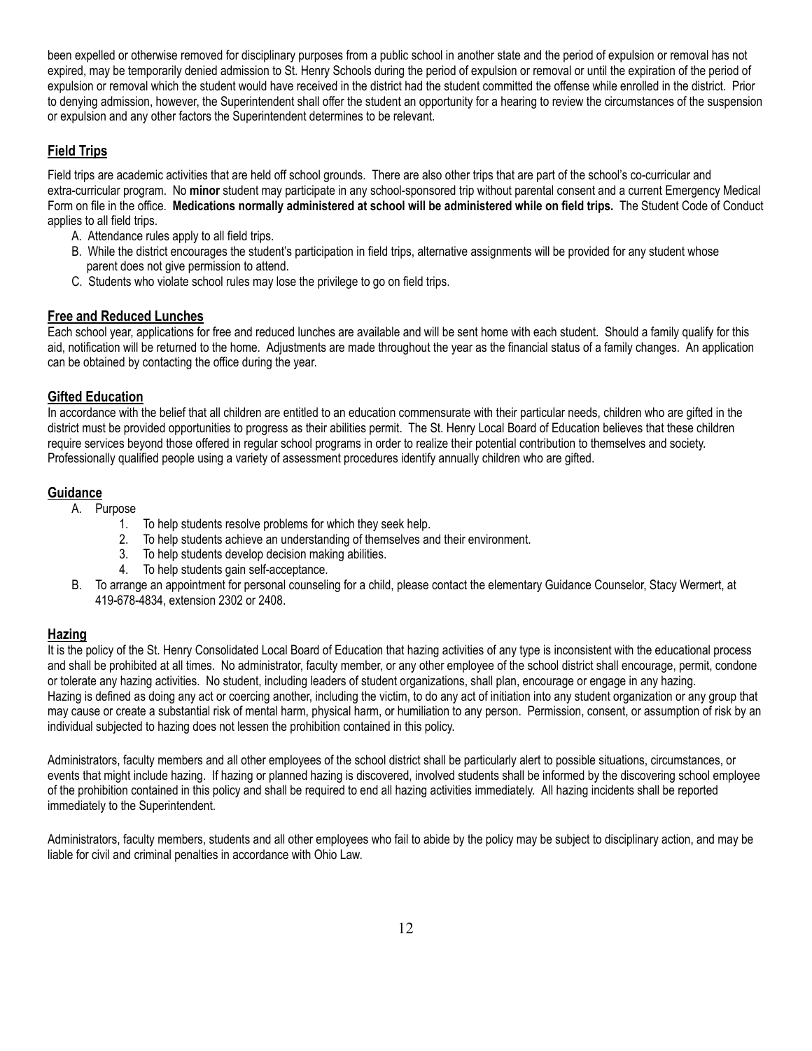been expelled or otherwise removed for disciplinary purposes from a public school in another state and the period of expulsion or removal has not expired, may be temporarily denied admission to St. Henry Schools during the period of expulsion or removal or until the expiration of the period of expulsion or removal which the student would have received in the district had the student committed the offense while enrolled in the district. Prior to denying admission, however, the Superintendent shall offer the student an opportunity for a hearing to review the circumstances of the suspension or expulsion and any other factors the Superintendent determines to be relevant.

## Field Trips

Field trips are academic activities that are held off school grounds. There are also other trips that are part of the school's co-curricular and extra-curricular program. No **minor** student may participate in any school-sponsored trip without parental consent and a current Emergency Medical Form on file in the office. **Medications normally administered at school will be administered while on field trips.** The Student Code of Conduct applies to all field trips.

A. Attendance rules apply to all field trips.
B. While the district encourages the student's participation in field trips, alternative assignments will be provided for any student whose parent does not give permission to attend.
C. Students who violate school rules may lose the privilege to go on field trips.

## Free and Reduced Lunches

Each school year, applications for free and reduced lunches are available and will be sent home with each student. Should a family qualify for this aid, notification will be returned to the home. Adjustments are made throughout the year as the financial status of a family changes. An application can be obtained by contacting the office during the year.

## Gifted Education

In accordance with the belief that all children are entitled to an education commensurate with their particular needs, children who are gifted in the district must be provided opportunities to progress as their abilities permit. The St. Henry Local Board of Education believes that these children require services beyond those offered in regular school programs in order to realize their potential contribution to themselves and society. Professionally qualified people using a variety of assessment procedures identify annually children who are gifted.

## Guidance

A. Purpose
   1. To help students resolve problems for which they seek help.
   2. To help students achieve an understanding of themselves and their environment.
   3. To help students develop decision making abilities.
   4. To help students gain self-acceptance.
B. To arrange an appointment for personal counseling for a child, please contact the elementary Guidance Counselor, Stacy Wermert, at 419-678-4834, extension 2302 or 2408.

## Hazing

It is the policy of the St. Henry Consolidated Local Board of Education that hazing activities of any type is inconsistent with the educational process and shall be prohibited at all times. No administrator, faculty member, or any other employee of the school district shall encourage, permit, condone or tolerate any hazing activities. No student, including leaders of student organizations, shall plan, encourage or engage in any hazing.
Hazing is defined as doing any act or coercing another, including the victim, to do any act of initiation into any student organization or any group that may cause or create a substantial risk of mental harm, physical harm, or humiliation to any person. Permission, consent, or assumption of risk by an individual subjected to hazing does not lessen the prohibition contained in this policy.

Administrators, faculty members and all other employees of the school district shall be particularly alert to possible situations, circumstances, or events that might include hazing. If hazing or planned hazing is discovered, involved students shall be informed by the discovering school employee of the prohibition contained in this policy and shall be required to end all hazing activities immediately. All hazing incidents shall be reported immediately to the Superintendent.

Administrators, faculty members, students and all other employees who fail to abide by the policy may be subject to disciplinary action, and may be liable for civil and criminal penalties in accordance with Ohio Law.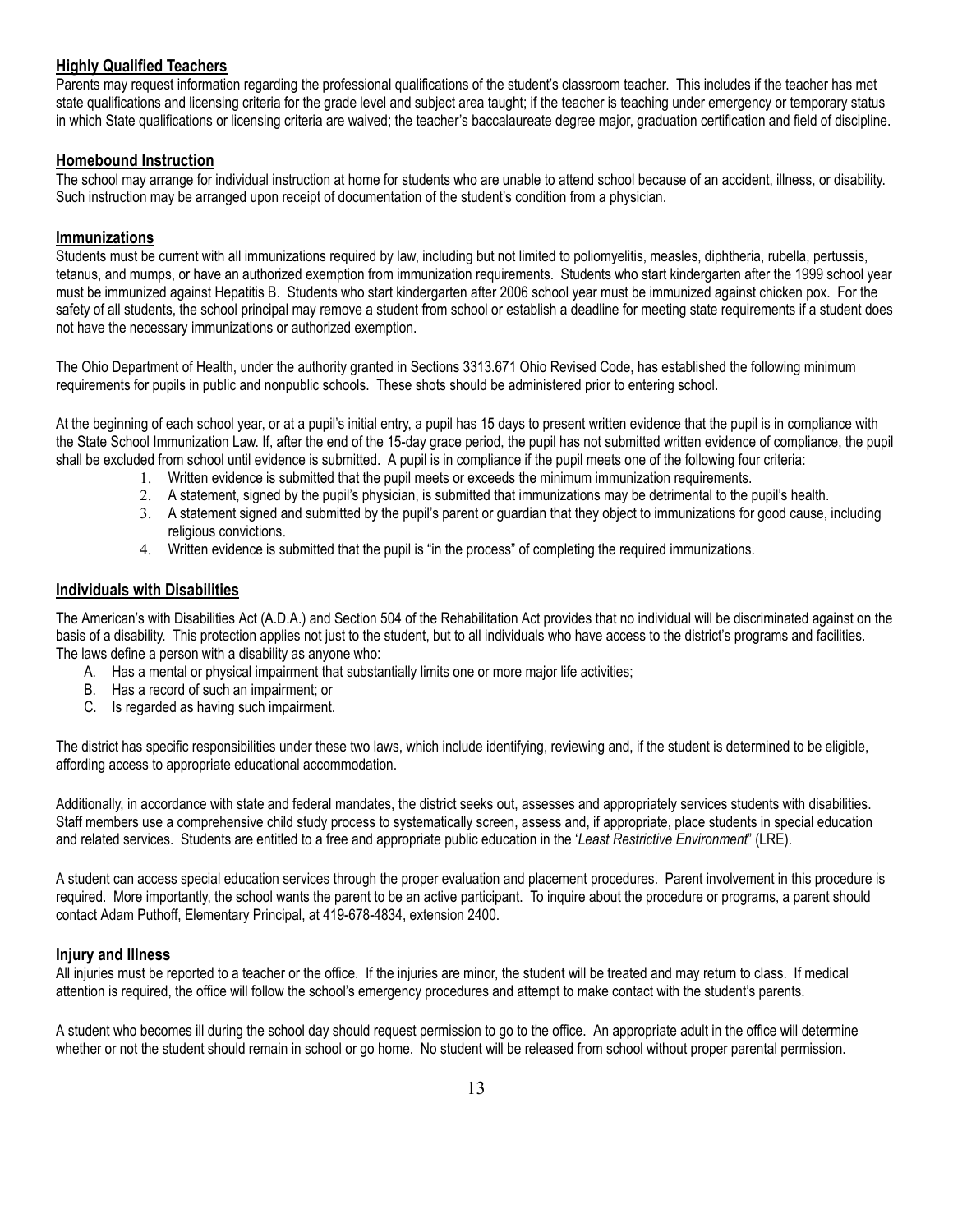## Highly Qualified Teachers

Parents may request information regarding the professional qualifications of the student's classroom teacher. This includes if the teacher has met state qualifications and licensing criteria for the grade level and subject area taught; if the teacher is teaching under emergency or temporary status in which State qualifications or licensing criteria are waived; the teacher's baccalaureate degree major, graduation certification and field of discipline.

## Homebound Instruction

The school may arrange for individual instruction at home for students who are unable to attend school because of an accident, illness, or disability. Such instruction may be arranged upon receipt of documentation of the student's condition from a physician.

## Immunizations

Students must be current with all immunizations required by law, including but not limited to poliomyelitis, measles, diphtheria, rubella, pertussis, tetanus, and mumps, or have an authorized exemption from immunization requirements. Students who start kindergarten after the 1999 school year must be immunized against Hepatitis B. Students who start kindergarten after 2006 school year must be immunized against chicken pox. For the safety of all students, the school principal may remove a student from school or establish a deadline for meeting state requirements if a student does not have the necessary immunizations or authorized exemption.

The Ohio Department of Health, under the authority granted in Sections 3313.671 Ohio Revised Code, has established the following minimum requirements for pupils in public and nonpublic schools. These shots should be administered prior to entering school.

At the beginning of each school year, or at a pupil's initial entry, a pupil has 15 days to present written evidence that the pupil is in compliance with the State School Immunization Law. If, after the end of the 15-day grace period, the pupil has not submitted written evidence of compliance, the pupil shall be excluded from school until evidence is submitted. A pupil is in compliance if the pupil meets one of the following four criteria:

1. Written evidence is submitted that the pupil meets or exceeds the minimum immunization requirements.
2. A statement, signed by the pupil's physician, is submitted that immunizations may be detrimental to the pupil's health.
3. A statement signed and submitted by the pupil's parent or guardian that they object to immunizations for good cause, including religious convictions.
4. Written evidence is submitted that the pupil is "in the process" of completing the required immunizations.

## Individuals with Disabilities

The American's with Disabilities Act (A.D.A.) and Section 504 of the Rehabilitation Act provides that no individual will be discriminated against on the basis of a disability. This protection applies not just to the student, but to all individuals who have access to the district's programs and facilities. The laws define a person with a disability as anyone who:

A. Has a mental or physical impairment that substantially limits one or more major life activities;
B. Has a record of such an impairment; or
C. Is regarded as having such impairment.

The district has specific responsibilities under these two laws, which include identifying, reviewing and, if the student is determined to be eligible, affording access to appropriate educational accommodation.

Additionally, in accordance with state and federal mandates, the district seeks out, assesses and appropriately services students with disabilities. Staff members use a comprehensive child study process to systematically screen, assess and, if appropriate, place students in special education and related services. Students are entitled to a free and appropriate public education in the '*Least Restrictive Environment*' (LRE).

A student can access special education services through the proper evaluation and placement procedures. Parent involvement in this procedure is required. More importantly, the school wants the parent to be an active participant. To inquire about the procedure or programs, a parent should contact Adam Puthoff, Elementary Principal, at 419-678-4834, extension 2400.

## Injury and Illness

All injuries must be reported to a teacher or the office. If the injuries are minor, the student will be treated and may return to class. If medical attention is required, the office will follow the school's emergency procedures and attempt to make contact with the student's parents.

A student who becomes ill during the school day should request permission to go to the office. An appropriate adult in the office will determine whether or not the student should remain in school or go home. No student will be released from school without proper parental permission.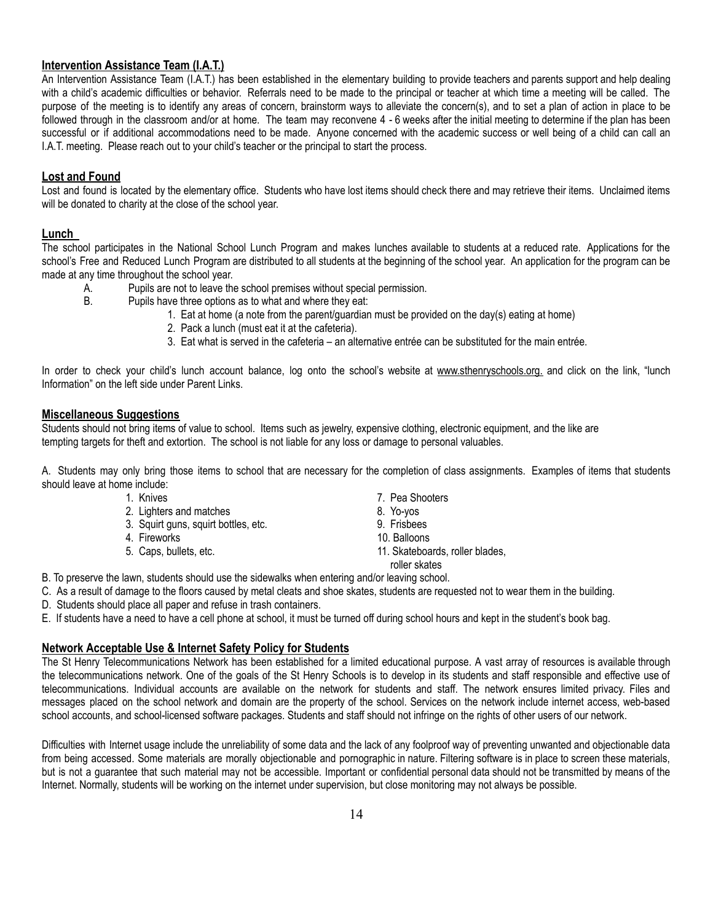## Intervention Assistance Team (I.A.T.)

An Intervention Assistance Team (I.A.T.) has been established in the elementary building to provide teachers and parents support and help dealing with a child's academic difficulties or behavior. Referrals need to be made to the principal or teacher at which time a meeting will be called. The purpose of the meeting is to identify any areas of concern, brainstorm ways to alleviate the concern(s), and to set a plan of action in place to be followed through in the classroom and/or at home. The team may reconvene 4 - 6 weeks after the initial meeting to determine if the plan has been successful or if additional accommodations need to be made. Anyone concerned with the academic success or well being of a child can call an I.A.T. meeting. Please reach out to your child's teacher or the principal to start the process.

## Lost and Found

Lost and found is located by the elementary office. Students who have lost items should check there and may retrieve their items. Unclaimed items will be donated to charity at the close of the school year.

## Lunch

The school participates in the National School Lunch Program and makes lunches available to students at a reduced rate. Applications for the school's Free and Reduced Lunch Program are distributed to all students at the beginning of the school year. An application for the program can be made at any time throughout the school year.

A. Pupils are not to leave the school premises without special permission.

B. Pupils have three options as to what and where they eat:

1. Eat at home (a note from the parent/guardian must be provided on the day(s) eating at home)
2. Pack a lunch (must eat it at the cafeteria).
3. Eat what is served in the cafeteria – an alternative entrée can be substituted for the main entrée.

In order to check your child's lunch account balance, log onto the school's website at www.sthenryschools.org. and click on the link, "lunch Information" on the left side under Parent Links.

## Miscellaneous Suggestions

Students should not bring items of value to school. Items such as jewelry, expensive clothing, electronic equipment, and the like are tempting targets for theft and extortion. The school is not liable for any loss or damage to personal valuables.

A. Students may only bring those items to school that are necessary for the completion of class assignments. Examples of items that students should leave at home include:

1. Knives
2. Lighters and matches
3. Squirt guns, squirt bottles, etc.
4. Fireworks
5. Caps, bullets, etc.
7. Pea Shooters
8. Yo-yos
9. Frisbees
10. Balloons
11. Skateboards, roller blades, roller skates

B. To preserve the lawn, students should use the sidewalks when entering and/or leaving school.

C. As a result of damage to the floors caused by metal cleats and shoe skates, students are requested not to wear them in the building.

D. Students should place all paper and refuse in trash containers.

E. If students have a need to have a cell phone at school, it must be turned off during school hours and kept in the student's book bag.

## Network Acceptable Use & Internet Safety Policy for Students

The St Henry Telecommunications Network has been established for a limited educational purpose. A vast array of resources is available through the telecommunications network. One of the goals of the St Henry Schools is to develop in its students and staff responsible and effective use of telecommunications. Individual accounts are available on the network for students and staff. The network ensures limited privacy. Files and messages placed on the school network and domain are the property of the school. Services on the network include internet access, web-based school accounts, and school-licensed software packages. Students and staff should not infringe on the rights of other users of our network.

Difficulties with Internet usage include the unreliability of some data and the lack of any foolproof way of preventing unwanted and objectionable data from being accessed. Some materials are morally objectionable and pornographic in nature. Filtering software is in place to screen these materials, but is not a guarantee that such material may not be accessible. Important or confidential personal data should not be transmitted by means of the Internet. Normally, students will be working on the internet under supervision, but close monitoring may not always be possible.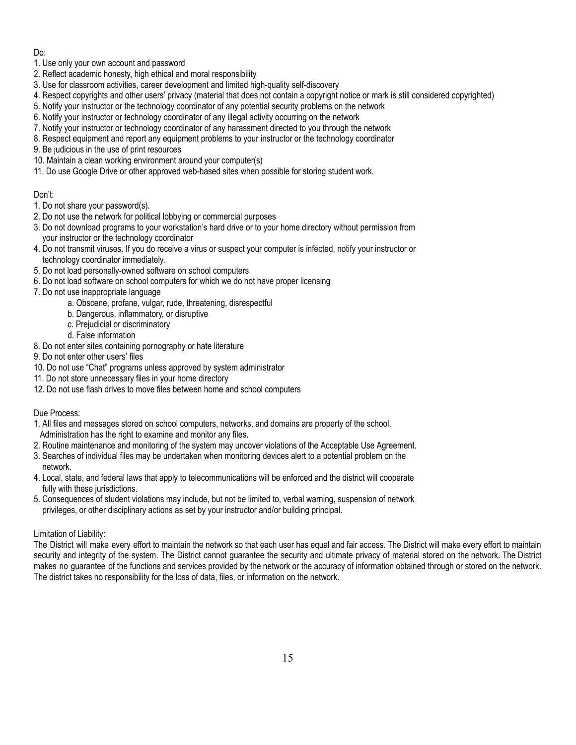Do:

1. Use only your own account and password
2. Reflect academic honesty, high ethical and moral responsibility
3. Use for classroom activities, career development and limited high-quality self-discovery
4. Respect copyrights and other users' privacy (material that does not contain a copyright notice or mark is still considered copyrighted)
5. Notify your instructor or the technology coordinator of any potential security problems on the network
6. Notify your instructor or technology coordinator of any illegal activity occurring on the network
7. Notify your instructor or technology coordinator of any harassment directed to you through the network
8. Respect equipment and report any equipment problems to your instructor or the technology coordinator
9. Be judicious in the use of print resources
10. Maintain a clean working environment around your computer(s)
11. Do use Google Drive or other approved web-based sites when possible for storing student work.

Don't:

1. Do not share your password(s).
2. Do not use the network for political lobbying or commercial purposes
3. Do not download programs to your workstation's hard drive or to your home directory without permission from your instructor or the technology coordinator
4. Do not transmit viruses. If you do receive a virus or suspect your computer is infected, notify your instructor or technology coordinator immediately.
5. Do not load personally-owned software on school computers
6. Do not load software on school computers for which we do not have proper licensing
7. Do not use inappropriate language
    a. Obscene, profane, vulgar, rude, threatening, disrespectful
    b. Dangerous, inflammatory, or disruptive
    c. Prejudicial or discriminatory
    d. False information
8. Do not enter sites containing pornography or hate literature
9. Do not enter other users' files
10. Do not use "Chat" programs unless approved by system administrator
11. Do not store unnecessary files in your home directory
12. Do not use flash drives to move files between home and school computers

Due Process:

1. All files and messages stored on school computers, networks, and domains are property of the school. Administration has the right to examine and monitor any files.
2. Routine maintenance and monitoring of the system may uncover violations of the Acceptable Use Agreement.
3. Searches of individual files may be undertaken when monitoring devices alert to a potential problem on the network.
4. Local, state, and federal laws that apply to telecommunications will be enforced and the district will cooperate fully with these jurisdictions.
5. Consequences of student violations may include, but not be limited to, verbal warning, suspension of network privileges, or other disciplinary actions as set by your instructor and/or building principal.

Limitation of Liability:

The District will make every effort to maintain the network so that each user has equal and fair access. The District will make every effort to maintain security and integrity of the system. The District cannot guarantee the security and ultimate privacy of material stored on the network. The District makes no guarantee of the functions and services provided by the network or the accuracy of information obtained through or stored on the network. The district takes no responsibility for the loss of data, files, or information on the network.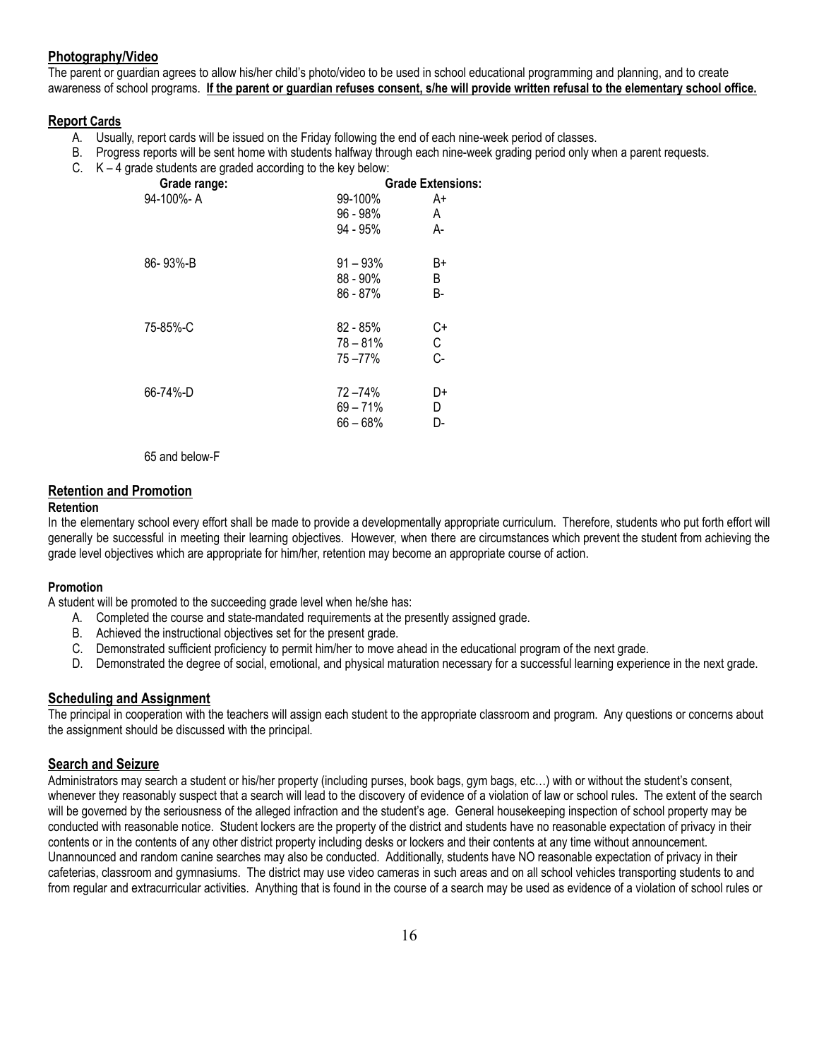## Photography/Video

The parent or guardian agrees to allow his/her child's photo/video to be used in school educational programming and planning, and to create awareness of school programs. **If the parent or guardian refuses consent, s/he will provide written refusal to the elementary school office.**

## Report Cards

A. Usually, report cards will be issued on the Friday following the end of each nine-week period of classes.
B. Progress reports will be sent home with students halfway through each nine-week grading period only when a parent requests.
C. K – 4 grade students are graded according to the key below:

| Grade range: | Grade Extensions: | |
|---|---|---|
| 94-100%- A | 99-100% | A+ |
| | 96 - 98% | A |
| | 94 - 95% | A- |
| 86- 93%-B | 91 – 93% | B+ |
| | 88 - 90% | B |
| | 86 - 87% | B- |
| 75-85%-C | 82 - 85% | C+ |
| | 78 – 81% | C |
| | 75 –77% | C- |
| 66-74%-D | 72 –74% | D+ |
| | 69 – 71% | D |
| | 66 – 68% | D- |

65 and below-F

## Retention and Promotion

### Retention

In the elementary school every effort shall be made to provide a developmentally appropriate curriculum. Therefore, students who put forth effort will generally be successful in meeting their learning objectives. However, when there are circumstances which prevent the student from achieving the grade level objectives which are appropriate for him/her, retention may become an appropriate course of action.

### Promotion

A student will be promoted to the succeeding grade level when he/she has:

A. Completed the course and state-mandated requirements at the presently assigned grade.
B. Achieved the instructional objectives set for the present grade.
C. Demonstrated sufficient proficiency to permit him/her to move ahead in the educational program of the next grade.
D. Demonstrated the degree of social, emotional, and physical maturation necessary for a successful learning experience in the next grade.

## Scheduling and Assignment

The principal in cooperation with the teachers will assign each student to the appropriate classroom and program. Any questions or concerns about the assignment should be discussed with the principal.

## Search and Seizure

Administrators may search a student or his/her property (including purses, book bags, gym bags, etc…) with or without the student's consent, whenever they reasonably suspect that a search will lead to the discovery of evidence of a violation of law or school rules. The extent of the search will be governed by the seriousness of the alleged infraction and the student's age. General housekeeping inspection of school property may be conducted with reasonable notice. Student lockers are the property of the district and students have no reasonable expectation of privacy in their contents or in the contents of any other district property including desks or lockers and their contents at any time without announcement. Unannounced and random canine searches may also be conducted. Additionally, students have NO reasonable expectation of privacy in their cafeterias, classroom and gymnasiums. The district may use video cameras in such areas and on all school vehicles transporting students to and from regular and extracurricular activities. Anything that is found in the course of a search may be used as evidence of a violation of school rules or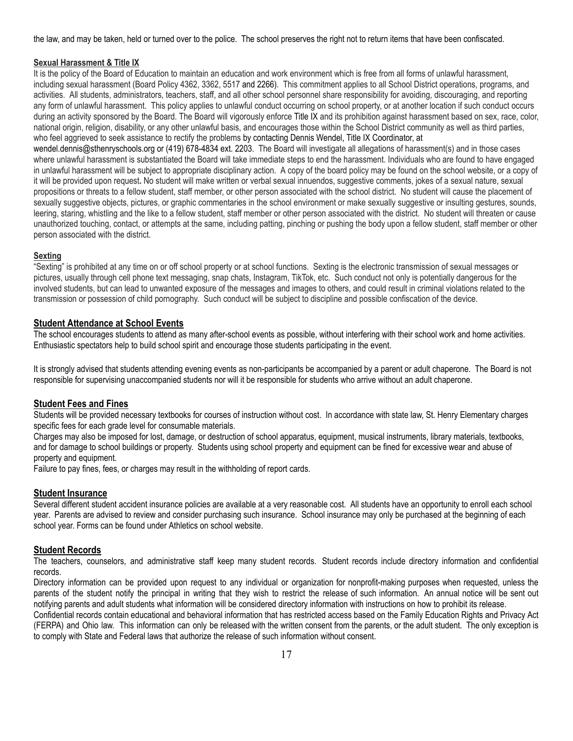the law, and may be taken, held or turned over to the police. The school preserves the right not to return items that have been confiscated.

### Sexual Harassment & Title IX

It is the policy of the Board of Education to maintain an education and work environment which is free from all forms of unlawful harassment, including sexual harassment (Board Policy 4362, 3362, 5517 and 2266). This commitment applies to all School District operations, programs, and activities. All students, administrators, teachers, staff, and all other school personnel share responsibility for avoiding, discouraging, and reporting any form of unlawful harassment. This policy applies to unlawful conduct occurring on school property, or at another location if such conduct occurs during an activity sponsored by the Board. The Board will vigorously enforce Title IX and its prohibition against harassment based on sex, race, color, national origin, religion, disability, or any other unlawful basis, and encourages those within the School District community as well as third parties, who feel aggrieved to seek assistance to rectify the problems by contacting Dennis Wendel, Title IX Coordinator, at wendel.dennis@sthenryschools.org or (419) 678-4834 ext. 2203. The Board will investigate all allegations of harassment(s) and in those cases where unlawful harassment is substantiated the Board will take immediate steps to end the harassment. Individuals who are found to have engaged in unlawful harassment will be subject to appropriate disciplinary action. A copy of the board policy may be found on the school website, or a copy of it will be provided upon request. No student will make written or verbal sexual innuendos, suggestive comments, jokes of a sexual nature, sexual propositions or threats to a fellow student, staff member, or other person associated with the school district. No student will cause the placement of sexually suggestive objects, pictures, or graphic commentaries in the school environment or make sexually suggestive or insulting gestures, sounds, leering, staring, whistling and the like to a fellow student, staff member or other person associated with the district. No student will threaten or cause unauthorized touching, contact, or attempts at the same, including patting, pinching or pushing the body upon a fellow student, staff member or other person associated with the district.

### Sexting

"Sexting" is prohibited at any time on or off school property or at school functions. Sexting is the electronic transmission of sexual messages or pictures, usually through cell phone text messaging, snap chats, Instagram, TikTok, etc. Such conduct not only is potentially dangerous for the involved students, but can lead to unwanted exposure of the messages and images to others, and could result in criminal violations related to the transmission or possession of child pornography. Such conduct will be subject to discipline and possible confiscation of the device.

## Student Attendance at School Events

The school encourages students to attend as many after-school events as possible, without interfering with their school work and home activities. Enthusiastic spectators help to build school spirit and encourage those students participating in the event.

It is strongly advised that students attending evening events as non-participants be accompanied by a parent or adult chaperone. The Board is not responsible for supervising unaccompanied students nor will it be responsible for students who arrive without an adult chaperone.

## Student Fees and Fines

Students will be provided necessary textbooks for courses of instruction without cost. In accordance with state law, St. Henry Elementary charges specific fees for each grade level for consumable materials.

Charges may also be imposed for lost, damage, or destruction of school apparatus, equipment, musical instruments, library materials, textbooks, and for damage to school buildings or property. Students using school property and equipment can be fined for excessive wear and abuse of property and equipment.

Failure to pay fines, fees, or charges may result in the withholding of report cards.

## Student Insurance

Several different student accident insurance policies are available at a very reasonable cost. All students have an opportunity to enroll each school year. Parents are advised to review and consider purchasing such insurance. School insurance may only be purchased at the beginning of each school year. Forms can be found under Athletics on school website.

## Student Records

The teachers, counselors, and administrative staff keep many student records. Student records include directory information and confidential records.

Directory information can be provided upon request to any individual or organization for nonprofit-making purposes when requested, unless the parents of the student notify the principal in writing that they wish to restrict the release of such information. An annual notice will be sent out notifying parents and adult students what information will be considered directory information with instructions on how to prohibit its release.

Confidential records contain educational and behavioral information that has restricted access based on the Family Education Rights and Privacy Act (FERPA) and Ohio law. This information can only be released with the written consent from the parents, or the adult student. The only exception is to comply with State and Federal laws that authorize the release of such information without consent.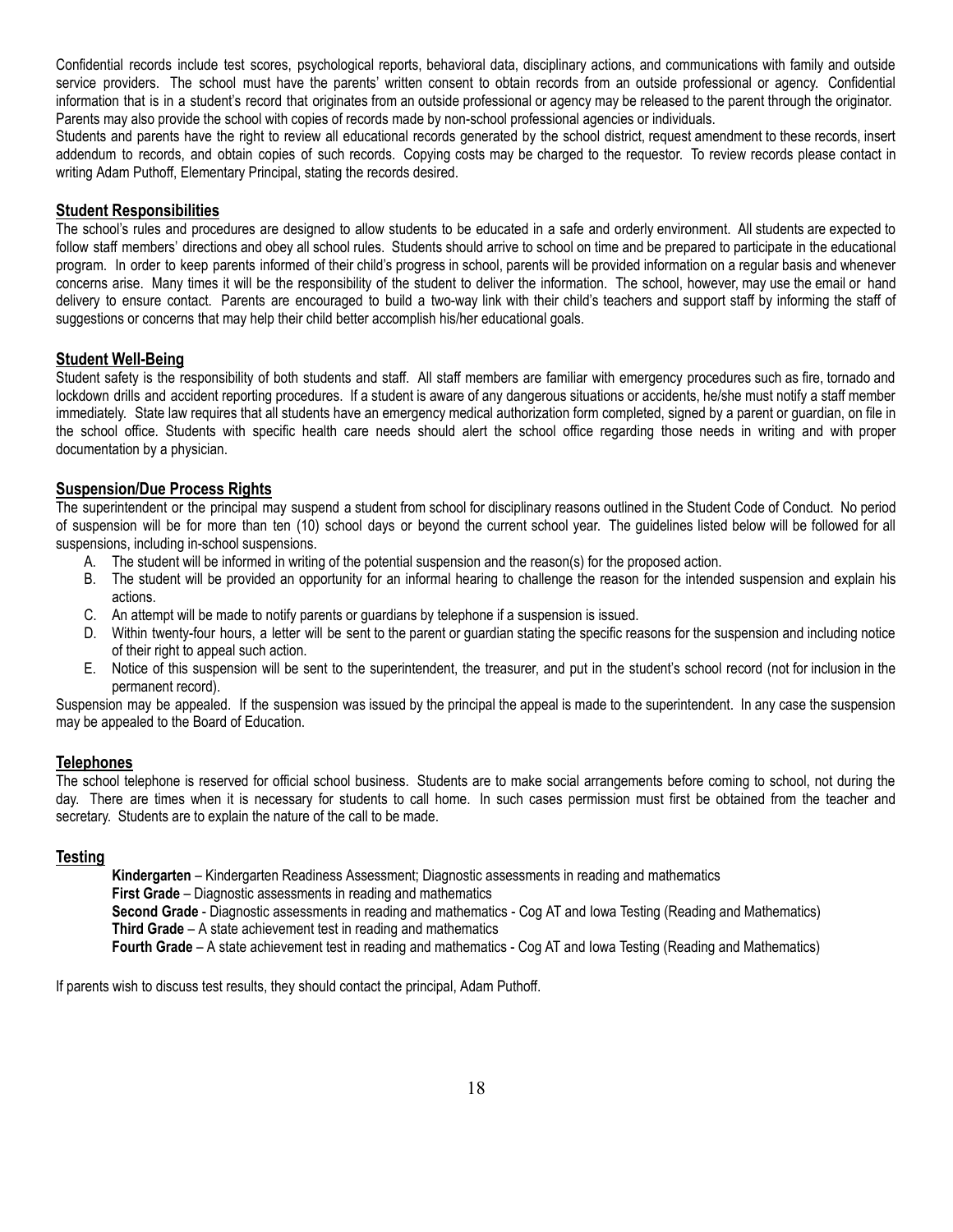Confidential records include test scores, psychological reports, behavioral data, disciplinary actions, and communications with family and outside service providers. The school must have the parents' written consent to obtain records from an outside professional or agency. Confidential information that is in a student's record that originates from an outside professional or agency may be released to the parent through the originator. Parents may also provide the school with copies of records made by non-school professional agencies or individuals.

Students and parents have the right to review all educational records generated by the school district, request amendment to these records, insert addendum to records, and obtain copies of such records. Copying costs may be charged to the requestor. To review records please contact in writing Adam Puthoff, Elementary Principal, stating the records desired.

## Student Responsibilities

The school's rules and procedures are designed to allow students to be educated in a safe and orderly environment. All students are expected to follow staff members' directions and obey all school rules. Students should arrive to school on time and be prepared to participate in the educational program. In order to keep parents informed of their child's progress in school, parents will be provided information on a regular basis and whenever concerns arise. Many times it will be the responsibility of the student to deliver the information. The school, however, may use the email or hand delivery to ensure contact. Parents are encouraged to build a two-way link with their child's teachers and support staff by informing the staff of suggestions or concerns that may help their child better accomplish his/her educational goals.

## Student Well-Being

Student safety is the responsibility of both students and staff. All staff members are familiar with emergency procedures such as fire, tornado and lockdown drills and accident reporting procedures. If a student is aware of any dangerous situations or accidents, he/she must notify a staff member immediately. State law requires that all students have an emergency medical authorization form completed, signed by a parent or guardian, on file in the school office. Students with specific health care needs should alert the school office regarding those needs in writing and with proper documentation by a physician.

## Suspension/Due Process Rights

The superintendent or the principal may suspend a student from school for disciplinary reasons outlined in the Student Code of Conduct. No period of suspension will be for more than ten (10) school days or beyond the current school year. The guidelines listed below will be followed for all suspensions, including in-school suspensions.

A. The student will be informed in writing of the potential suspension and the reason(s) for the proposed action.
B. The student will be provided an opportunity for an informal hearing to challenge the reason for the intended suspension and explain his actions.
C. An attempt will be made to notify parents or guardians by telephone if a suspension is issued.
D. Within twenty-four hours, a letter will be sent to the parent or guardian stating the specific reasons for the suspension and including notice of their right to appeal such action.
E. Notice of this suspension will be sent to the superintendent, the treasurer, and put in the student's school record (not for inclusion in the permanent record).

Suspension may be appealed. If the suspension was issued by the principal the appeal is made to the superintendent. In any case the suspension may be appealed to the Board of Education.

## Telephones

The school telephone is reserved for official school business. Students are to make social arrangements before coming to school, not during the day. There are times when it is necessary for students to call home. In such cases permission must first be obtained from the teacher and secretary. Students are to explain the nature of the call to be made.

## Testing

**Kindergarten** – Kindergarten Readiness Assessment; Diagnostic assessments in reading and mathematics
**First Grade** – Diagnostic assessments in reading and mathematics
**Second Grade** - Diagnostic assessments in reading and mathematics - Cog AT and Iowa Testing (Reading and Mathematics)
**Third Grade** – A state achievement test in reading and mathematics
**Fourth Grade** – A state achievement test in reading and mathematics - Cog AT and Iowa Testing (Reading and Mathematics)

If parents wish to discuss test results, they should contact the principal, Adam Puthoff.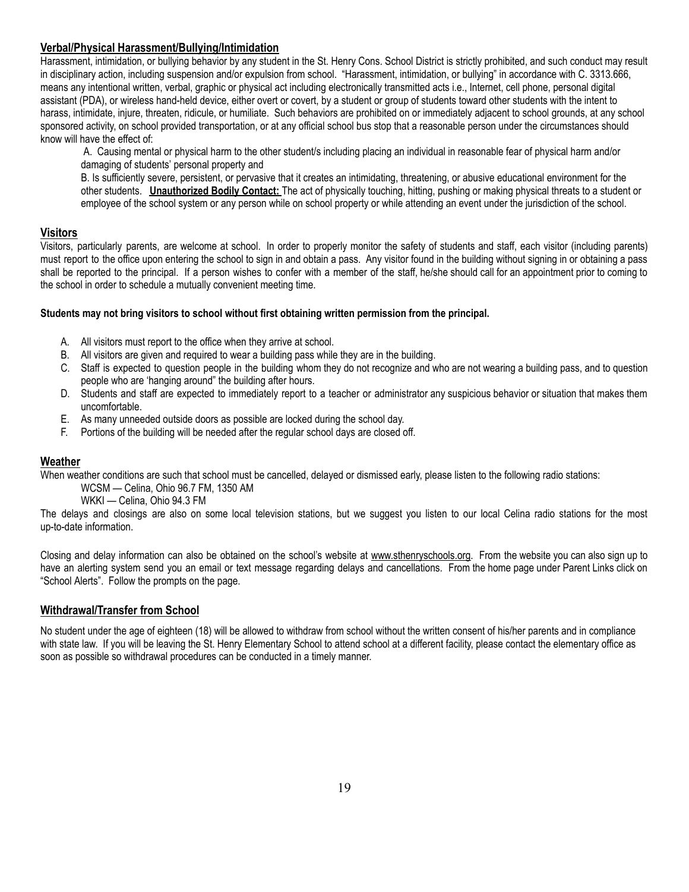## Verbal/Physical Harassment/Bullying/Intimidation

Harassment, intimidation, or bullying behavior by any student in the St. Henry Cons. School District is strictly prohibited, and such conduct may result in disciplinary action, including suspension and/or expulsion from school. "Harassment, intimidation, or bullying" in accordance with C. 3313.666, means any intentional written, verbal, graphic or physical act including electronically transmitted acts i.e., Internet, cell phone, personal digital assistant (PDA), or wireless hand-held device, either overt or covert, by a student or group of students toward other students with the intent to harass, intimidate, injure, threaten, ridicule, or humiliate. Such behaviors are prohibited on or immediately adjacent to school grounds, at any school sponsored activity, on school provided transportation, or at any official school bus stop that a reasonable person under the circumstances should know will have the effect of:

A. Causing mental or physical harm to the other student/s including placing an individual in reasonable fear of physical harm and/or damaging of students' personal property and

B. Is sufficiently severe, persistent, or pervasive that it creates an intimidating, threatening, or abusive educational environment for the other students. **Unauthorized Bodily Contact:** The act of physically touching, hitting, pushing or making physical threats to a student or employee of the school system or any person while on school property or while attending an event under the jurisdiction of the school.

## Visitors

Visitors, particularly parents, are welcome at school. In order to properly monitor the safety of students and staff, each visitor (including parents) must report to the office upon entering the school to sign in and obtain a pass. Any visitor found in the building without signing in or obtaining a pass shall be reported to the principal. If a person wishes to confer with a member of the staff, he/she should call for an appointment prior to coming to the school in order to schedule a mutually convenient meeting time.

**Students may not bring visitors to school without first obtaining written permission from the principal.**

A. All visitors must report to the office when they arrive at school.
B. All visitors are given and required to wear a building pass while they are in the building.
C. Staff is expected to question people in the building whom they do not recognize and who are not wearing a building pass, and to question people who are 'hanging around" the building after hours.
D. Students and staff are expected to immediately report to a teacher or administrator any suspicious behavior or situation that makes them uncomfortable.
E. As many unneeded outside doors as possible are locked during the school day.
F. Portions of the building will be needed after the regular school days are closed off.

## Weather

When weather conditions are such that school must be cancelled, delayed or dismissed early, please listen to the following radio stations:

WCSM — Celina, Ohio 96.7 FM, 1350 AM
WKKI — Celina, Ohio 94.3 FM

The delays and closings are also on some local television stations, but we suggest you listen to our local Celina radio stations for the most up-to-date information.

Closing and delay information can also be obtained on the school's website at www.sthenryschools.org. From the website you can also sign up to have an alerting system send you an email or text message regarding delays and cancellations. From the home page under Parent Links click on "School Alerts". Follow the prompts on the page.

## Withdrawal/Transfer from School

No student under the age of eighteen (18) will be allowed to withdraw from school without the written consent of his/her parents and in compliance with state law. If you will be leaving the St. Henry Elementary School to attend school at a different facility, please contact the elementary office as soon as possible so withdrawal procedures can be conducted in a timely manner.